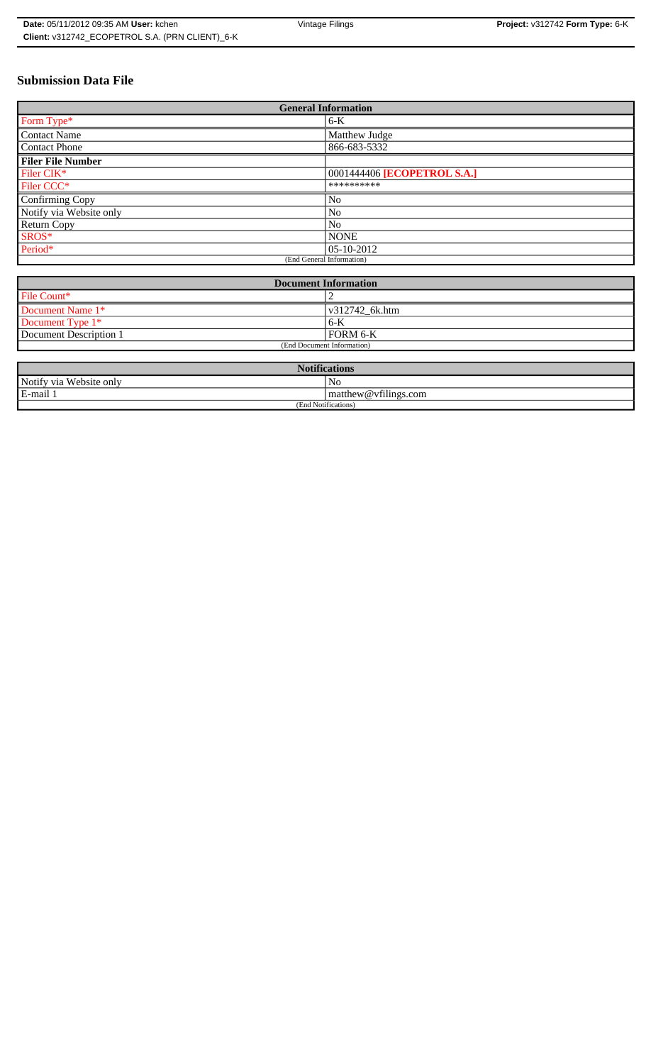# Submission Data File

| General Information | |
|---|---|
| Form Type* | 6-K |
| Contact Name | Matthew Judge |
| Contact Phone | 866-683-5332 |
| **Filer File Number** | |
| Filer CIK* | 0001444406 **[ECOPETROL S.A.]** |
| Filer CCC* | ********** |
| Confirming Copy | No |
| Notify via Website only | No |
| Return Copy | No |
| SROS* | NONE |
| Period* | 05-10-2012 |
| (End General Information) | |

| Document Information | |
|---|---|
| File Count* | 2 |
| Document Name 1* | v312742_6k.htm |
| Document Type 1* | 6-K |
| Document Description 1 | FORM 6-K |
| (End Document Information) | |

| Notifications | |
|---|---|
| Notify via Website only | No |
| E-mail 1 | matthew@vfilings.com |
| (End Notifications) | |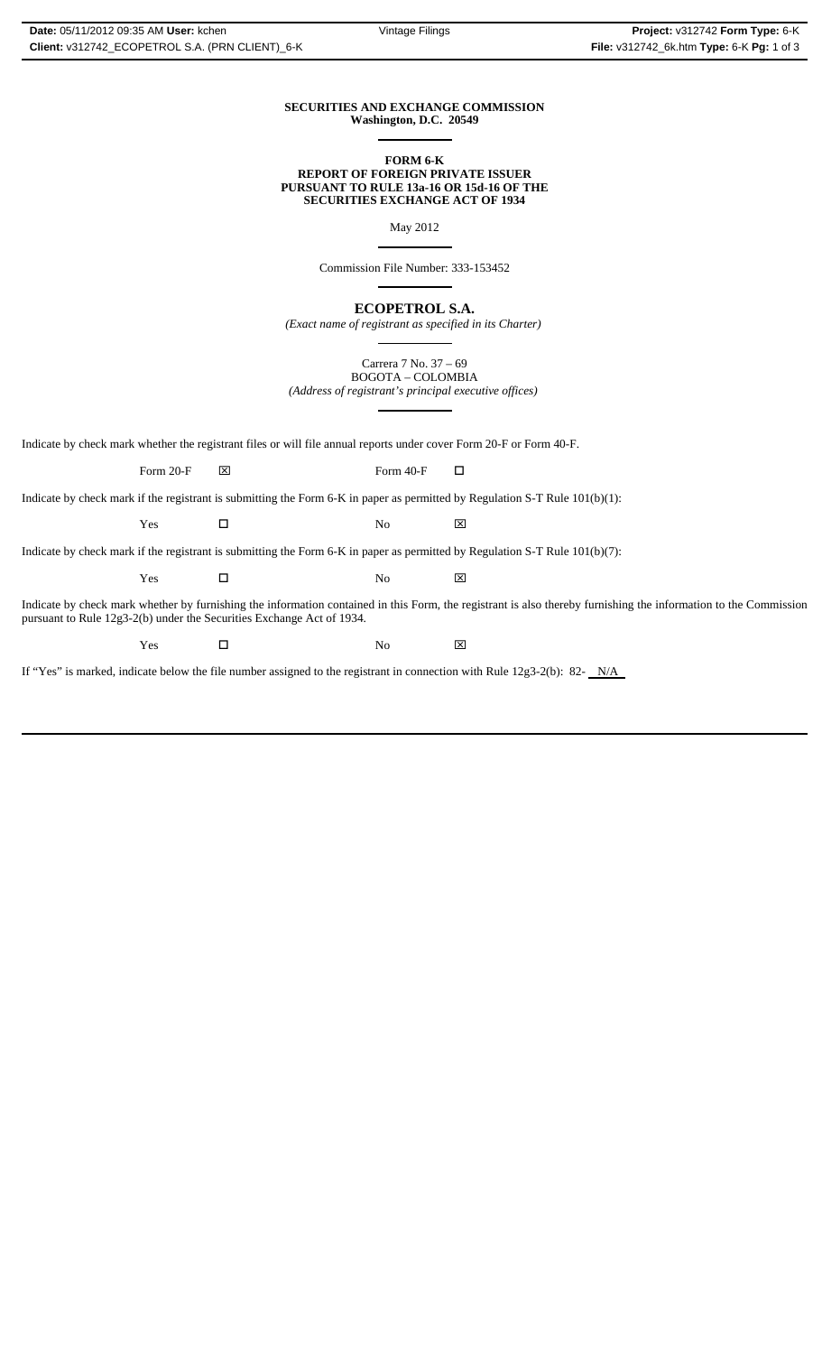**SECURITIES AND EXCHANGE COMMISSION**
**Washington, D.C. 20549**

**FORM 6-K**
**REPORT OF FOREIGN PRIVATE ISSUER**
**PURSUANT TO RULE 13a-16 OR 15d-16 OF THE**
**SECURITIES EXCHANGE ACT OF 1934**

May 2012

Commission File Number: 333-153452

**ECOPETROL S.A.**

*(Exact name of registrant as specified in its Charter)*

Carrera 7 No. 37 – 69
BOGOTA – COLOMBIA
*(Address of registrant's principal executive offices)*

Indicate by check mark whether the registrant files or will file annual reports under cover Form 20-F or Form 40-F.

Form 20-F ☒ Form 40-F ☐

Indicate by check mark if the registrant is submitting the Form 6-K in paper as permitted by Regulation S-T Rule 101(b)(1):

Yes ☐ No ☒

Indicate by check mark if the registrant is submitting the Form 6-K in paper as permitted by Regulation S-T Rule 101(b)(7):

Yes ☐ No ☒

Indicate by check mark whether by furnishing the information contained in this Form, the registrant is also thereby furnishing the information to the Commission pursuant to Rule 12g3-2(b) under the Securities Exchange Act of 1934.

Yes ☐ No ☒

If "Yes" is marked, indicate below the file number assigned to the registrant in connection with Rule 12g3-2(b): 82- N/A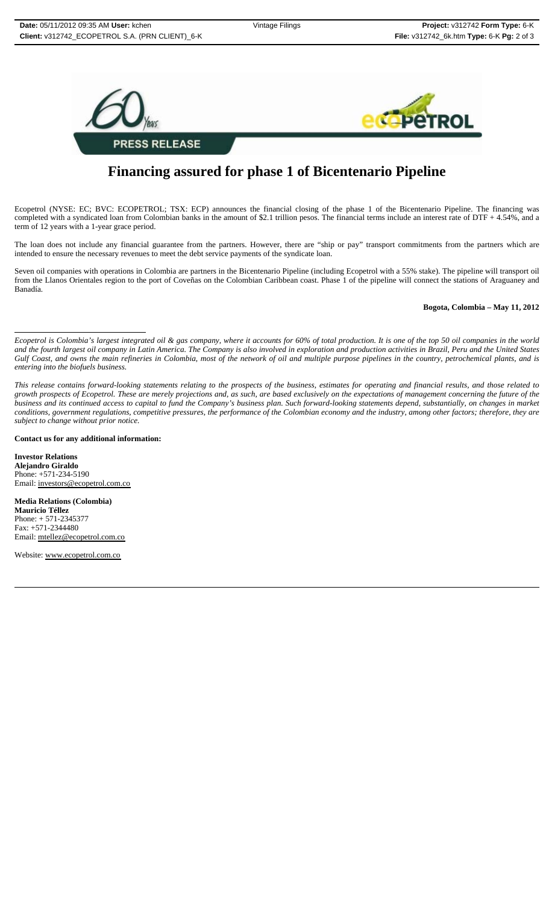PRESS RELEASE

# Financing assured for phase 1 of Bicentenario Pipeline

Ecopetrol (NYSE: EC; BVC: ECOPETROL; TSX: ECP) announces the financial closing of the phase 1 of the Bicentenario Pipeline. The financing was completed with a syndicated loan from Colombian banks in the amount of $2.1 trillion pesos. The financial terms include an interest rate of DTF + 4.54%, and a term of 12 years with a 1-year grace period.

The loan does not include any financial guarantee from the partners. However, there are "ship or pay" transport commitments from the partners which are intended to ensure the necessary revenues to meet the debt service payments of the syndicate loan.

Seven oil companies with operations in Colombia are partners in the Bicentenario Pipeline (including Ecopetrol with a 55% stake). The pipeline will transport oil from the Llanos Orientales region to the port of Coveñas on the Colombian Caribbean coast. Phase 1 of the pipeline will connect the stations of Araguaney and Banadía.

**Bogota, Colombia – May 11, 2012**

---

*Ecopetrol is Colombia's largest integrated oil & gas company, where it accounts for 60% of total production. It is one of the top 50 oil companies in the world and the fourth largest oil company in Latin America. The Company is also involved in exploration and production activities in Brazil, Peru and the United States Gulf Coast, and owns the main refineries in Colombia, most of the network of oil and multiple purpose pipelines in the country, petrochemical plants, and is entering into the biofuels business.*

*This release contains forward-looking statements relating to the prospects of the business, estimates for operating and financial results, and those related to growth prospects of Ecopetrol. These are merely projections and, as such, are based exclusively on the expectations of management concerning the future of the business and its continued access to capital to fund the Company's business plan. Such forward-looking statements depend, substantially, on changes in market conditions, government regulations, competitive pressures, the performance of the Colombian economy and the industry, among other factors; therefore, they are subject to change without prior notice.*

**Contact us for any additional information:**

**Investor Relations**
**Alejandro Giraldo**
Phone: +571-234-5190
Email: investors@ecopetrol.com.co

**Media Relations (Colombia)**
**Mauricio Téllez**
Phone: + 571-2345377
Fax: +571-2344480
Email: mtellez@ecopetrol.com.co

Website: www.ecopetrol.com.co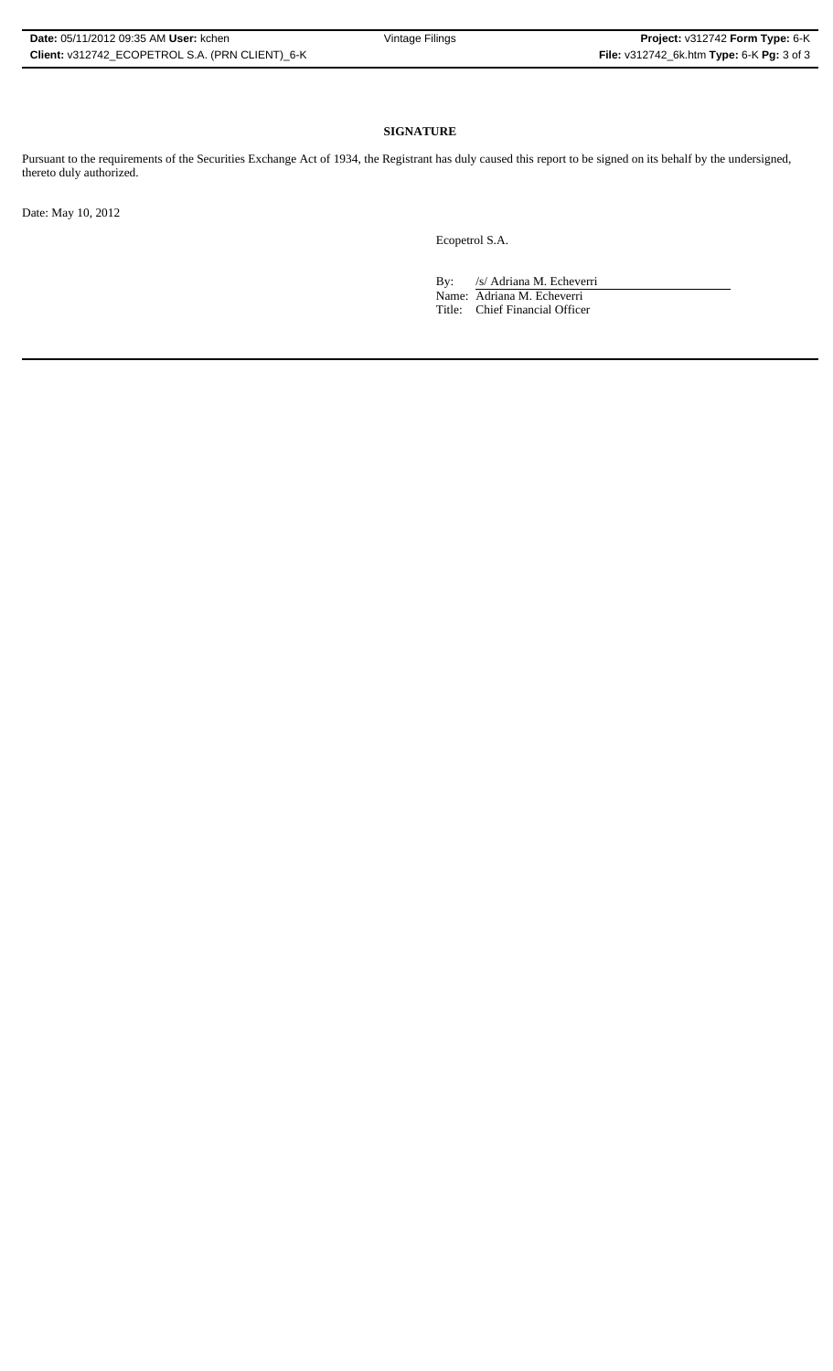**SIGNATURE**

Pursuant to the requirements of the Securities Exchange Act of 1934, the Registrant has duly caused this report to be signed on its behalf by the undersigned, thereto duly authorized.

Date: May 10, 2012

Ecopetrol S.A.

By: /s/ Adriana M. Echeverri

Name: Adriana M. Echeverri

Title: Chief Financial Officer